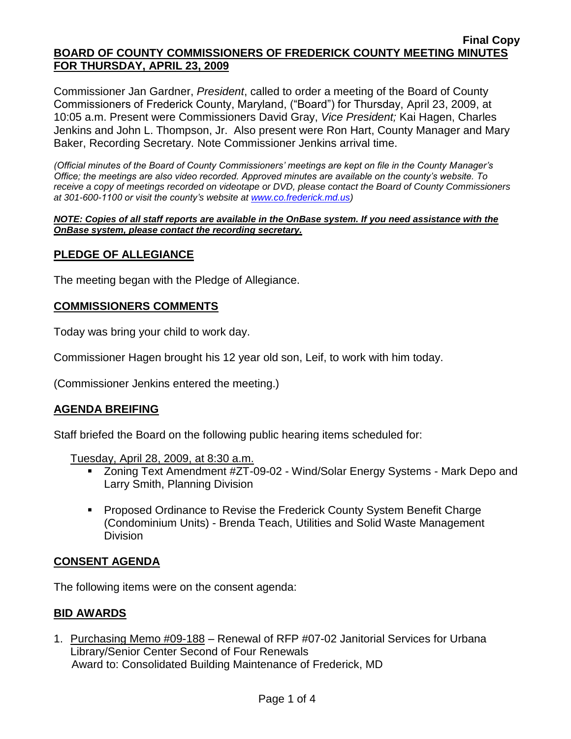**Final Copy**

**BOARD OF COUNTY COMMISSIONERS OF FREDERICK COUNTY MEETING MINUTES FOR THURSDAY, APRIL 23, 2009**

Commissioner Jan Gardner, *President*, called to order a meeting of the Board of County Commissioners of Frederick County, Maryland, ("Board") for Thursday, April 23, 2009, at 10:05 a.m. Present were Commissioners David Gray, *Vice President;* Kai Hagen, Charles Jenkins and John L. Thompson, Jr. Also present were Ron Hart, County Manager and Mary Baker, Recording Secretary. Note Commissioner Jenkins arrival time.

*(Official minutes of the Board of County Commissioners' meetings are kept on file in the County Manager's Office; the meetings are also video recorded. Approved minutes are available on the county's website. To receive a copy of meetings recorded on videotape or DVD, please contact the Board of County Commissioners at 301-600-1100 or visit the county's website at www.co.frederick.md.us)*

***NOTE: Copies of all staff reports are available in the OnBase system. If you need assistance with the OnBase system, please contact the recording secretary.***

## PLEDGE OF ALLEGIANCE

The meeting began with the Pledge of Allegiance.

## COMMISSIONERS COMMENTS

Today was bring your child to work day.

Commissioner Hagen brought his 12 year old son, Leif, to work with him today.

(Commissioner Jenkins entered the meeting.)

## AGENDA BREIFING

Staff briefed the Board on the following public hearing items scheduled for:

Tuesday, April 28, 2009, at 8:30 a.m.

- Zoning Text Amendment #ZT-09-02 - Wind/Solar Energy Systems - Mark Depo and Larry Smith, Planning Division
- Proposed Ordinance to Revise the Frederick County System Benefit Charge (Condominium Units) - Brenda Teach, Utilities and Solid Waste Management Division

## CONSENT AGENDA

The following items were on the consent agenda:

## BID AWARDS

1. Purchasing Memo #09-188 – Renewal of RFP #07-02 Janitorial Services for Urbana Library/Senior Center Second of Four Renewals
   Award to: Consolidated Building Maintenance of Frederick, MD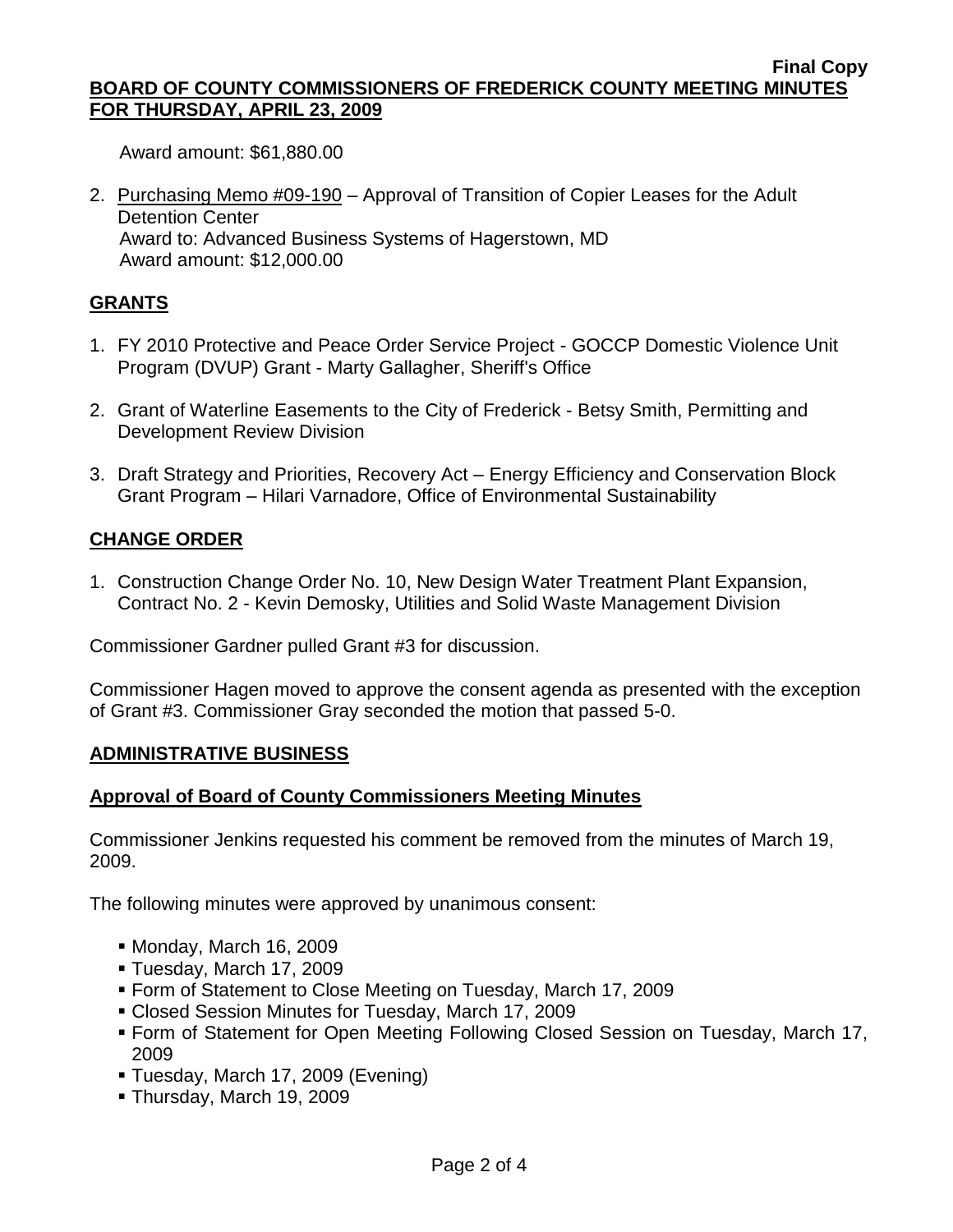Award amount: $61,880.00

2. Purchasing Memo #09-190 – Approval of Transition of Copier Leases for the Adult Detention Center
   Award to: Advanced Business Systems of Hagerstown, MD
   Award amount: $12,000.00

## GRANTS

1. FY 2010 Protective and Peace Order Service Project - GOCCP Domestic Violence Unit Program (DVUP) Grant - Marty Gallagher, Sheriff's Office

2. Grant of Waterline Easements to the City of Frederick - Betsy Smith, Permitting and Development Review Division

3. Draft Strategy and Priorities, Recovery Act – Energy Efficiency and Conservation Block Grant Program – Hilari Varnadore, Office of Environmental Sustainability

## CHANGE ORDER

1. Construction Change Order No. 10, New Design Water Treatment Plant Expansion, Contract No. 2 - Kevin Demosky, Utilities and Solid Waste Management Division

Commissioner Gardner pulled Grant #3 for discussion.

Commissioner Hagen moved to approve the consent agenda as presented with the exception of Grant #3. Commissioner Gray seconded the motion that passed 5-0.

## ADMINISTRATIVE BUSINESS

### Approval of Board of County Commissioners Meeting Minutes

Commissioner Jenkins requested his comment be removed from the minutes of March 19, 2009.

The following minutes were approved by unanimous consent:

- Monday, March 16, 2009
- Tuesday, March 17, 2009
- Form of Statement to Close Meeting on Tuesday, March 17, 2009
- Closed Session Minutes for Tuesday, March 17, 2009
- Form of Statement for Open Meeting Following Closed Session on Tuesday, March 17, 2009
- Tuesday, March 17, 2009 (Evening)
- Thursday, March 19, 2009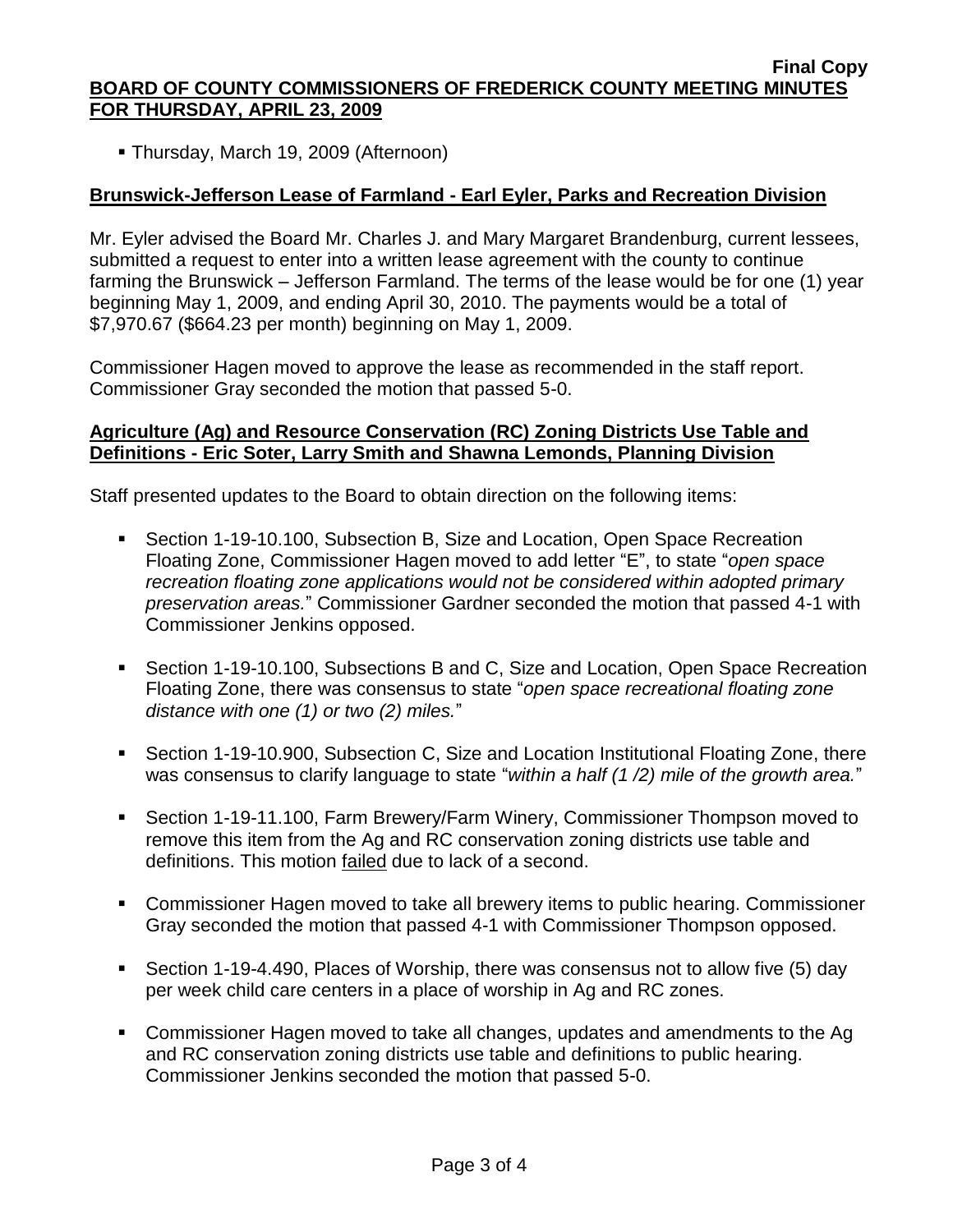- Thursday, March 19, 2009 (Afternoon)

**Brunswick-Jefferson Lease of Farmland - Earl Eyler, Parks and Recreation Division**

Mr. Eyler advised the Board Mr. Charles J. and Mary Margaret Brandenburg, current lessees, submitted a request to enter into a written lease agreement with the county to continue farming the Brunswick – Jefferson Farmland. The terms of the lease would be for one (1) year beginning May 1, 2009, and ending April 30, 2010. The payments would be a total of $7,970.67 ($664.23 per month) beginning on May 1, 2009.

Commissioner Hagen moved to approve the lease as recommended in the staff report. Commissioner Gray seconded the motion that passed 5-0.

**Agriculture (Ag) and Resource Conservation (RC) Zoning Districts Use Table and Definitions - Eric Soter, Larry Smith and Shawna Lemonds, Planning Division**

Staff presented updates to the Board to obtain direction on the following items:

- Section 1-19-10.100, Subsection B, Size and Location, Open Space Recreation Floating Zone, Commissioner Hagen moved to add letter "E", to state "*open space recreation floating zone applications would not be considered within adopted primary preservation areas.*" Commissioner Gardner seconded the motion that passed 4-1 with Commissioner Jenkins opposed.
- Section 1-19-10.100, Subsections B and C, Size and Location, Open Space Recreation Floating Zone, there was consensus to state "*open space recreational floating zone distance with one (1) or two (2) miles.*"
- Section 1-19-10.900, Subsection C, Size and Location Institutional Floating Zone, there was consensus to clarify language to state "*within a half (1 /2) mile of the growth area.*"
- Section 1-19-11.100, Farm Brewery/Farm Winery, Commissioner Thompson moved to remove this item from the Ag and RC conservation zoning districts use table and definitions. This motion failed due to lack of a second.
- Commissioner Hagen moved to take all brewery items to public hearing. Commissioner Gray seconded the motion that passed 4-1 with Commissioner Thompson opposed.
- Section 1-19-4.490, Places of Worship, there was consensus not to allow five (5) day per week child care centers in a place of worship in Ag and RC zones.
- Commissioner Hagen moved to take all changes, updates and amendments to the Ag and RC conservation zoning districts use table and definitions to public hearing. Commissioner Jenkins seconded the motion that passed 5-0.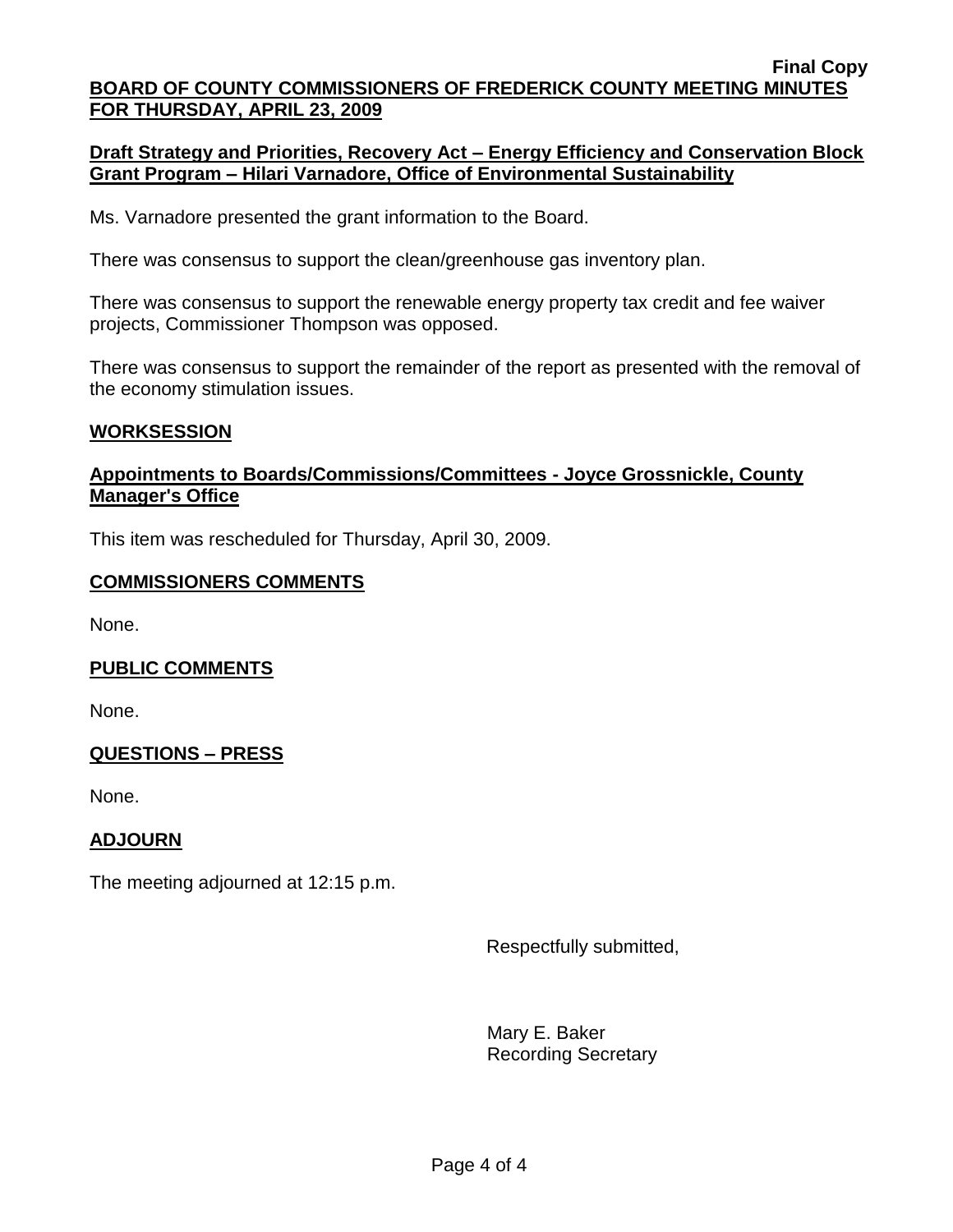**Draft Strategy and Priorities, Recovery Act – Energy Efficiency and Conservation Block Grant Program – Hilari Varnadore, Office of Environmental Sustainability**

Ms. Varnadore presented the grant information to the Board.

There was consensus to support the clean/greenhouse gas inventory plan.

There was consensus to support the renewable energy property tax credit and fee waiver projects, Commissioner Thompson was opposed.

There was consensus to support the remainder of the report as presented with the removal of the economy stimulation issues.

## WORKSESSION

**Appointments to Boards/Commissions/Committees - Joyce Grossnickle, County Manager's Office**

This item was rescheduled for Thursday, April 30, 2009.

## COMMISSIONERS COMMENTS

None.

## PUBLIC COMMENTS

None.

## QUESTIONS – PRESS

None.

## ADJOURN

The meeting adjourned at 12:15 p.m.

Respectfully submitted,

Mary E. Baker
Recording Secretary